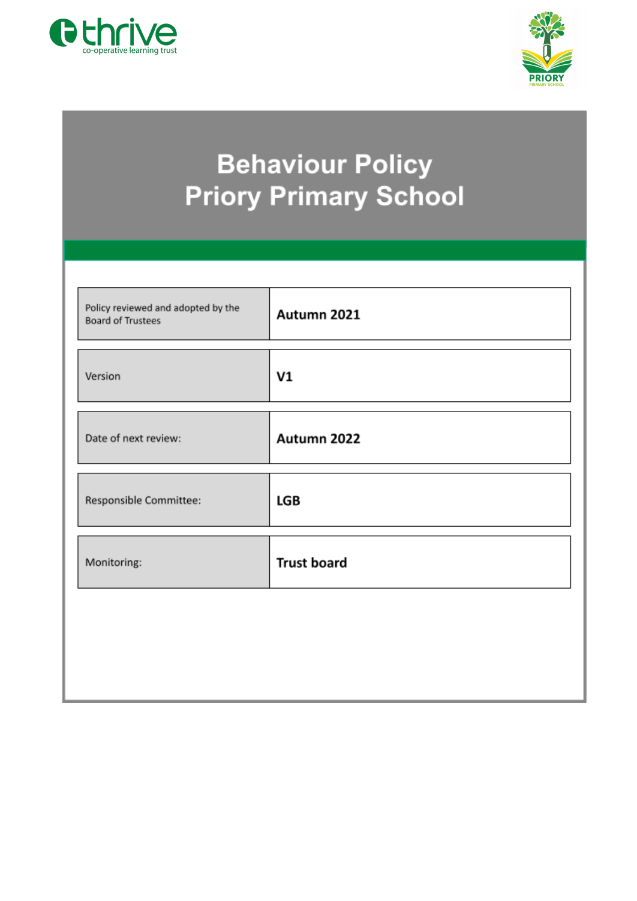thrive
co-operative learning trust

PRIORY
PRIMARY SCHOOL

# Behaviour Policy
# Priory Primary School

| | |
|---|---|
| Policy reviewed and adopted by the Board of Trustees | **Autumn 2021** |
| Version | **V1** |
| Date of next review: | **Autumn 2022** |
| Responsible Committee: | **LGB** |
| Monitoring: | **Trust board** |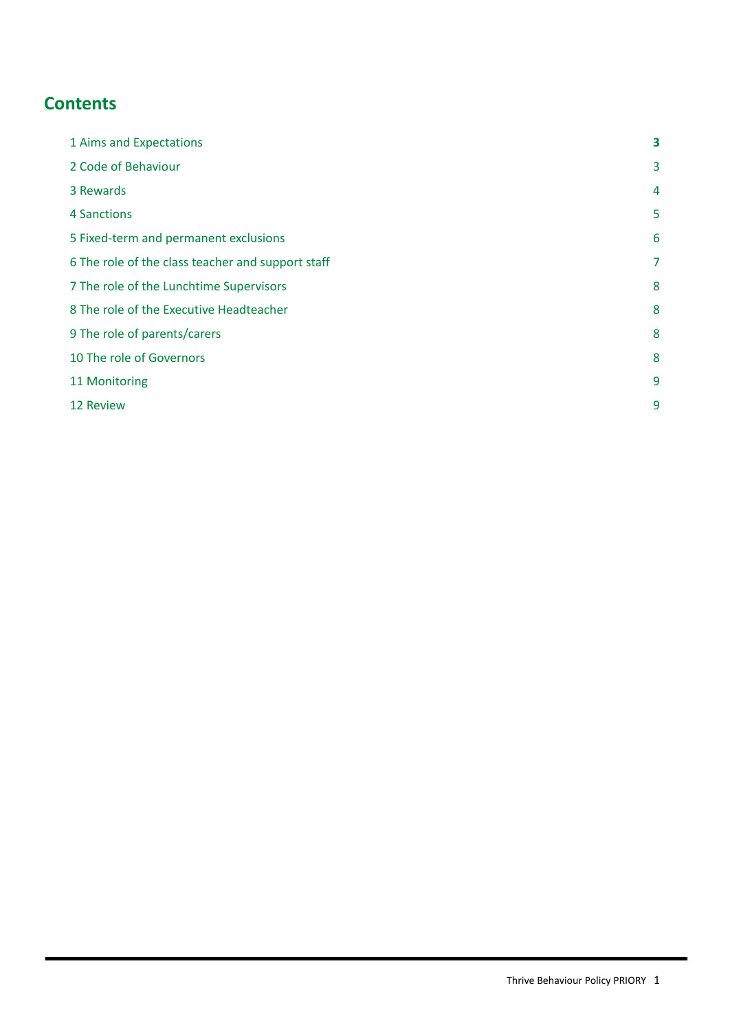## Contents

| | |
|---|---|
| 1 Aims and Expectations | **3** |
| 2 Code of Behaviour | 3 |
| 3 Rewards | 4 |
| 4 Sanctions | 5 |
| 5 Fixed-term and permanent exclusions | 6 |
| 6 The role of the class teacher and support staff | 7 |
| 7 The role of the Lunchtime Supervisors | 8 |
| 8 The role of the Executive Headteacher | 8 |
| 9 The role of parents/carers | 8 |
| 10 The role of Governors | 8 |
| 11 Monitoring | 9 |
| 12 Review | 9 |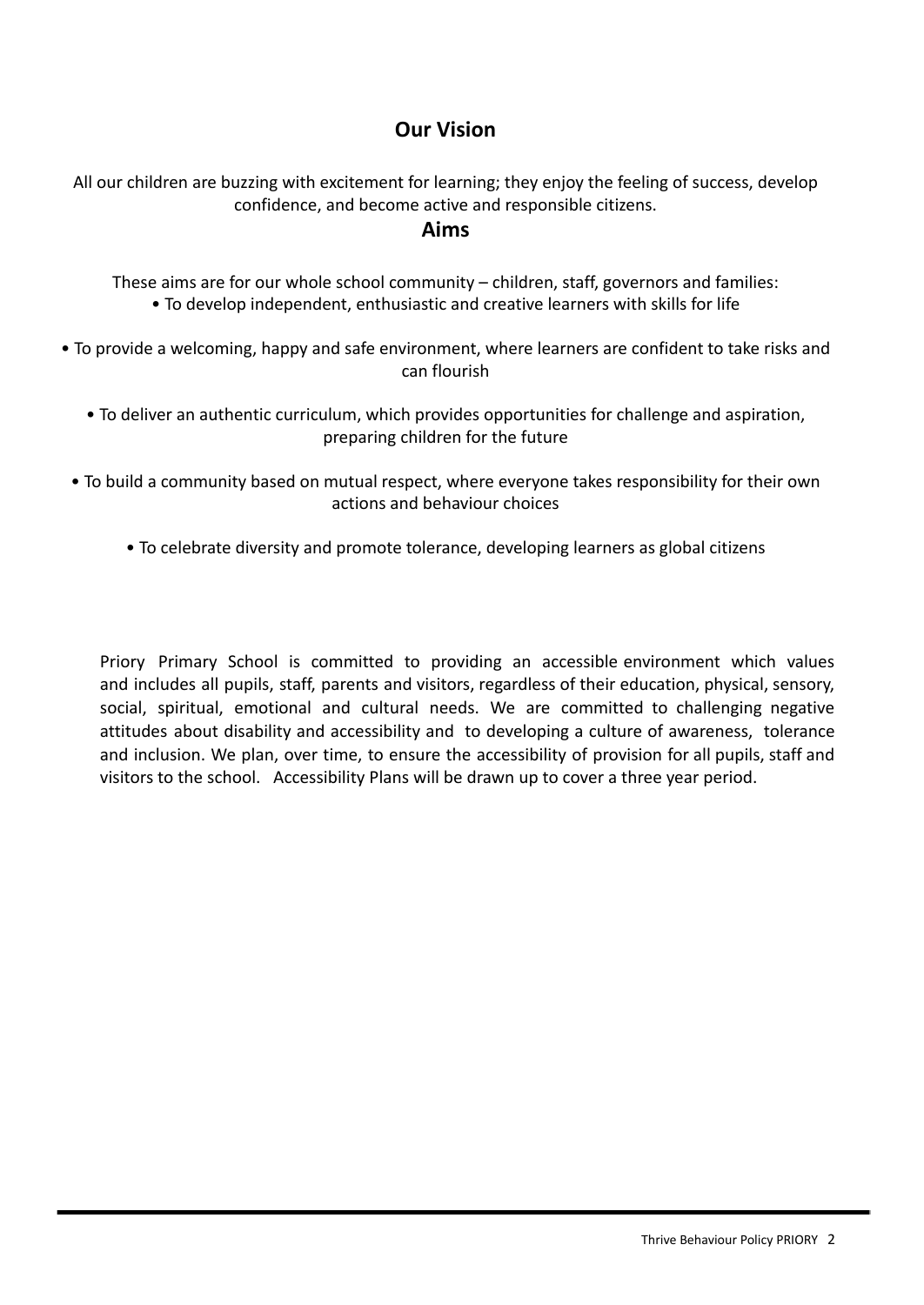## Our Vision

All our children are buzzing with excitement for learning; they enjoy the feeling of success, develop confidence, and become active and responsible citizens.

## Aims

These aims are for our whole school community – children, staff, governors and families:

- To develop independent, enthusiastic and creative learners with skills for life
- To provide a welcoming, happy and safe environment, where learners are confident to take risks and can flourish
- To deliver an authentic curriculum, which provides opportunities for challenge and aspiration, preparing children for the future
- To build a community based on mutual respect, where everyone takes responsibility for their own actions and behaviour choices
- To celebrate diversity and promote tolerance, developing learners as global citizens

Priory Primary School is committed to providing an accessible environment which values and includes all pupils, staff, parents and visitors, regardless of their education, physical, sensory, social, spiritual, emotional and cultural needs. We are committed to challenging negative attitudes about disability and accessibility and to developing a culture of awareness, tolerance and inclusion. We plan, over time, to ensure the accessibility of provision for all pupils, staff and visitors to the school. Accessibility Plans will be drawn up to cover a three year period.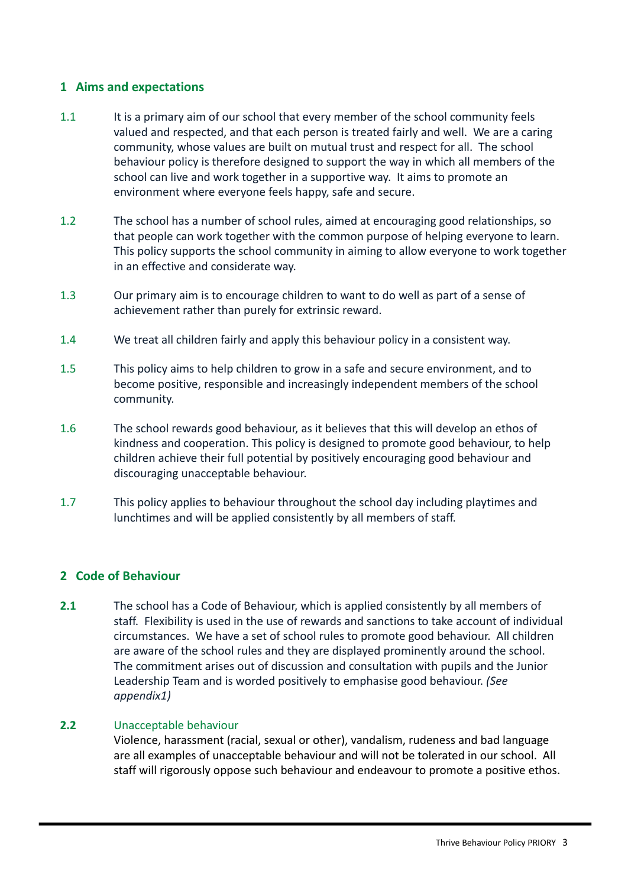## 1 Aims and expectations

1.1 It is a primary aim of our school that every member of the school community feels valued and respected, and that each person is treated fairly and well. We are a caring community, whose values are built on mutual trust and respect for all. The school behaviour policy is therefore designed to support the way in which all members of the school can live and work together in a supportive way. It aims to promote an environment where everyone feels happy, safe and secure.

1.2 The school has a number of school rules, aimed at encouraging good relationships, so that people can work together with the common purpose of helping everyone to learn. This policy supports the school community in aiming to allow everyone to work together in an effective and considerate way.

1.3 Our primary aim is to encourage children to want to do well as part of a sense of achievement rather than purely for extrinsic reward.

1.4 We treat all children fairly and apply this behaviour policy in a consistent way.

1.5 This policy aims to help children to grow in a safe and secure environment, and to become positive, responsible and increasingly independent members of the school community.

1.6 The school rewards good behaviour, as it believes that this will develop an ethos of kindness and cooperation. This policy is designed to promote good behaviour, to help children achieve their full potential by positively encouraging good behaviour and discouraging unacceptable behaviour.

1.7 This policy applies to behaviour throughout the school day including playtimes and lunchtimes and will be applied consistently by all members of staff.

## 2 Code of Behaviour

**2.1** The school has a Code of Behaviour, which is applied consistently by all members of staff. Flexibility is used in the use of rewards and sanctions to take account of individual circumstances. We have a set of school rules to promote good behaviour. All children are aware of the school rules and they are displayed prominently around the school. The commitment arises out of discussion and consultation with pupils and the Junior Leadership Team and is worded positively to emphasise good behaviour. *(See appendix1)*

**2.2** Unacceptable behaviour

Violence, harassment (racial, sexual or other), vandalism, rudeness and bad language are all examples of unacceptable behaviour and will not be tolerated in our school. All staff will rigorously oppose such behaviour and endeavour to promote a positive ethos.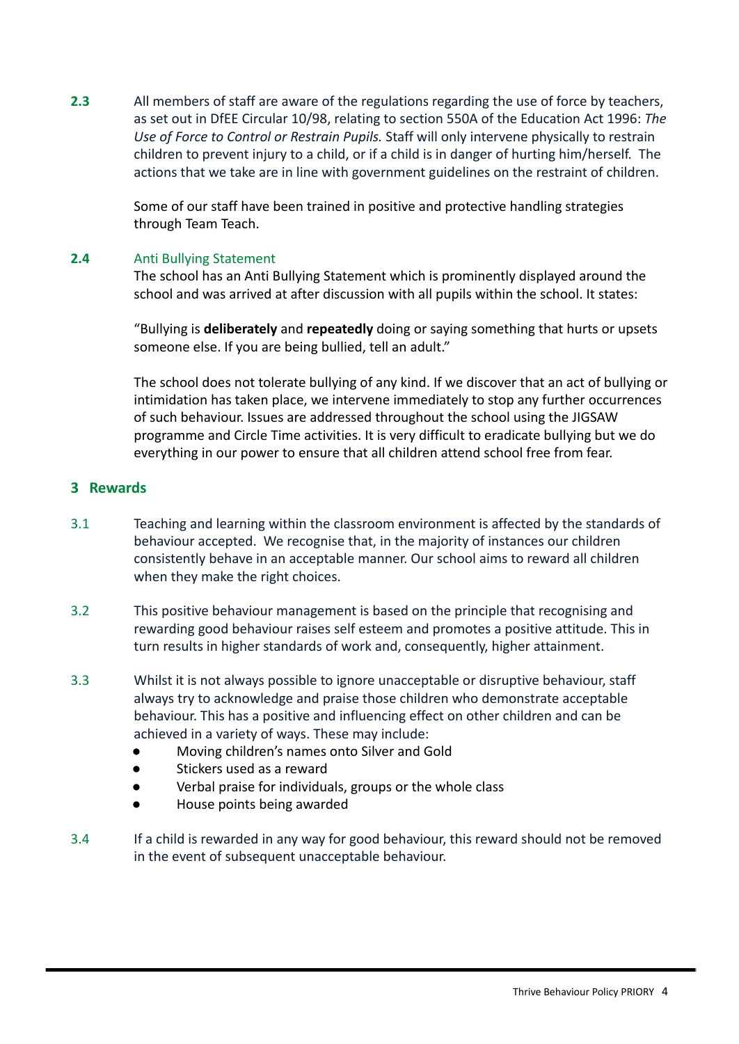**2.3** All members of staff are aware of the regulations regarding the use of force by teachers, as set out in DfEE Circular 10/98, relating to section 550A of the Education Act 1996: *The Use of Force to Control or Restrain Pupils.* Staff will only intervene physically to restrain children to prevent injury to a child, or if a child is in danger of hurting him/herself. The actions that we take are in line with government guidelines on the restraint of children.

Some of our staff have been trained in positive and protective handling strategies through Team Teach.

**2.4** Anti Bullying Statement

The school has an Anti Bullying Statement which is prominently displayed around the school and was arrived at after discussion with all pupils within the school. It states:

"Bullying is **deliberately** and **repeatedly** doing or saying something that hurts or upsets someone else. If you are being bullied, tell an adult."

The school does not tolerate bullying of any kind. If we discover that an act of bullying or intimidation has taken place, we intervene immediately to stop any further occurrences of such behaviour. Issues are addressed throughout the school using the JIGSAW programme and Circle Time activities. It is very difficult to eradicate bullying but we do everything in our power to ensure that all children attend school free from fear.

## 3 Rewards

3.1 Teaching and learning within the classroom environment is affected by the standards of behaviour accepted. We recognise that, in the majority of instances our children consistently behave in an acceptable manner. Our school aims to reward all children when they make the right choices.

3.2 This positive behaviour management is based on the principle that recognising and rewarding good behaviour raises self esteem and promotes a positive attitude. This in turn results in higher standards of work and, consequently, higher attainment.

3.3 Whilst it is not always possible to ignore unacceptable or disruptive behaviour, staff always try to acknowledge and praise those children who demonstrate acceptable behaviour. This has a positive and influencing effect on other children and can be achieved in a variety of ways. These may include:

- Moving children's names onto Silver and Gold
- Stickers used as a reward
- Verbal praise for individuals, groups or the whole class
- House points being awarded

3.4 If a child is rewarded in any way for good behaviour, this reward should not be removed in the event of subsequent unacceptable behaviour.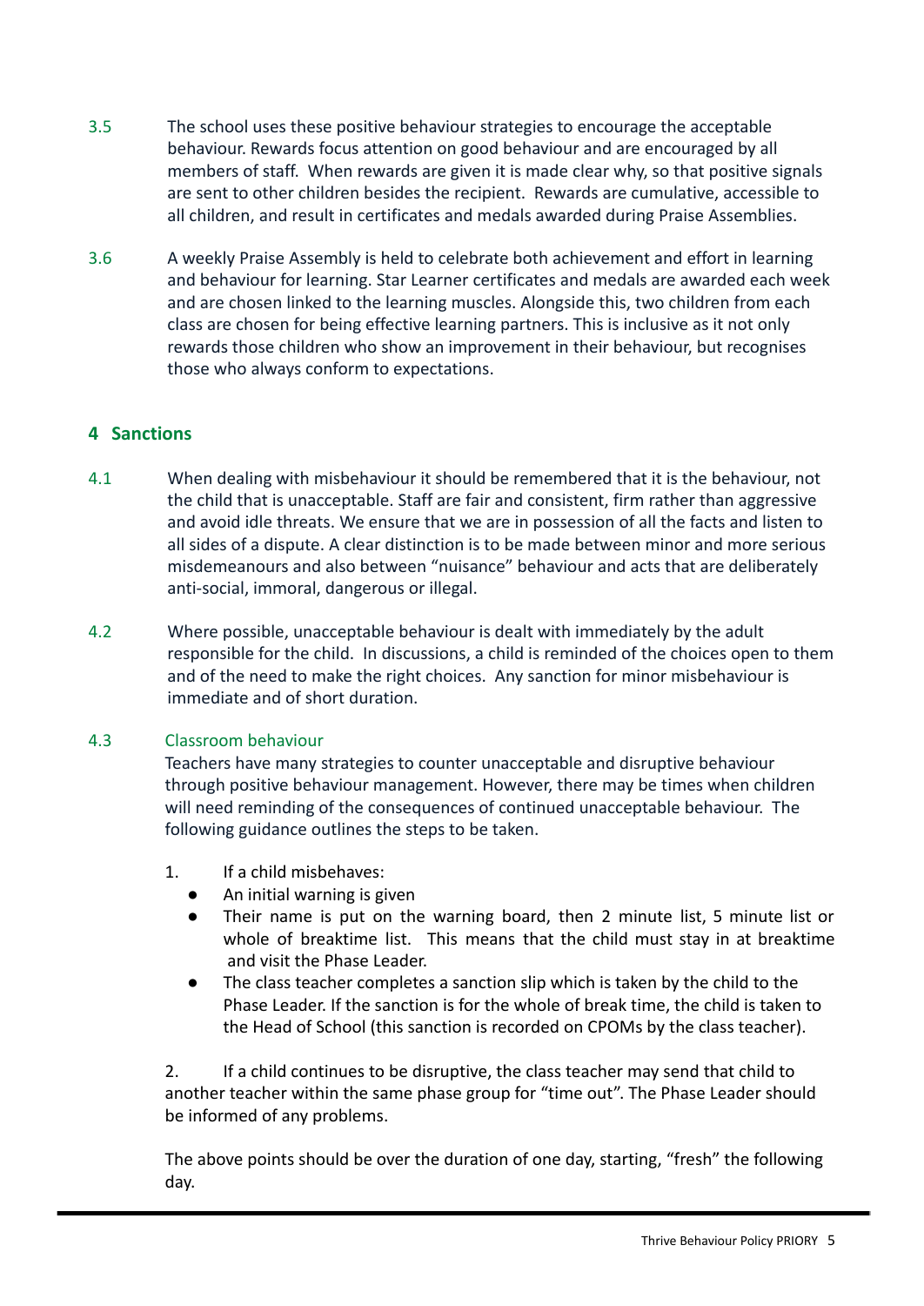3.5 The school uses these positive behaviour strategies to encourage the acceptable behaviour. Rewards focus attention on good behaviour and are encouraged by all members of staff. When rewards are given it is made clear why, so that positive signals are sent to other children besides the recipient. Rewards are cumulative, accessible to all children, and result in certificates and medals awarded during Praise Assemblies.

3.6 A weekly Praise Assembly is held to celebrate both achievement and effort in learning and behaviour for learning. Star Learner certificates and medals are awarded each week and are chosen linked to the learning muscles. Alongside this, two children from each class are chosen for being effective learning partners. This is inclusive as it not only rewards those children who show an improvement in their behaviour, but recognises those who always conform to expectations.

## 4 Sanctions

4.1 When dealing with misbehaviour it should be remembered that it is the behaviour, not the child that is unacceptable. Staff are fair and consistent, firm rather than aggressive and avoid idle threats. We ensure that we are in possession of all the facts and listen to all sides of a dispute. A clear distinction is to be made between minor and more serious misdemeanours and also between "nuisance" behaviour and acts that are deliberately anti-social, immoral, dangerous or illegal.

4.2 Where possible, unacceptable behaviour is dealt with immediately by the adult responsible for the child. In discussions, a child is reminded of the choices open to them and of the need to make the right choices. Any sanction for minor misbehaviour is immediate and of short duration.

4.3 Classroom behaviour

Teachers have many strategies to counter unacceptable and disruptive behaviour through positive behaviour management. However, there may be times when children will need reminding of the consequences of continued unacceptable behaviour. The following guidance outlines the steps to be taken.

1. If a child misbehaves:
   - An initial warning is given
   - Their name is put on the warning board, then 2 minute list, 5 minute list or whole of breaktime list. This means that the child must stay in at breaktime and visit the Phase Leader.
   - The class teacher completes a sanction slip which is taken by the child to the Phase Leader. If the sanction is for the whole of break time, the child is taken to the Head of School (this sanction is recorded on CPOMs by the class teacher).

2. If a child continues to be disruptive, the class teacher may send that child to another teacher within the same phase group for "time out". The Phase Leader should be informed of any problems.

The above points should be over the duration of one day, starting, "fresh" the following day.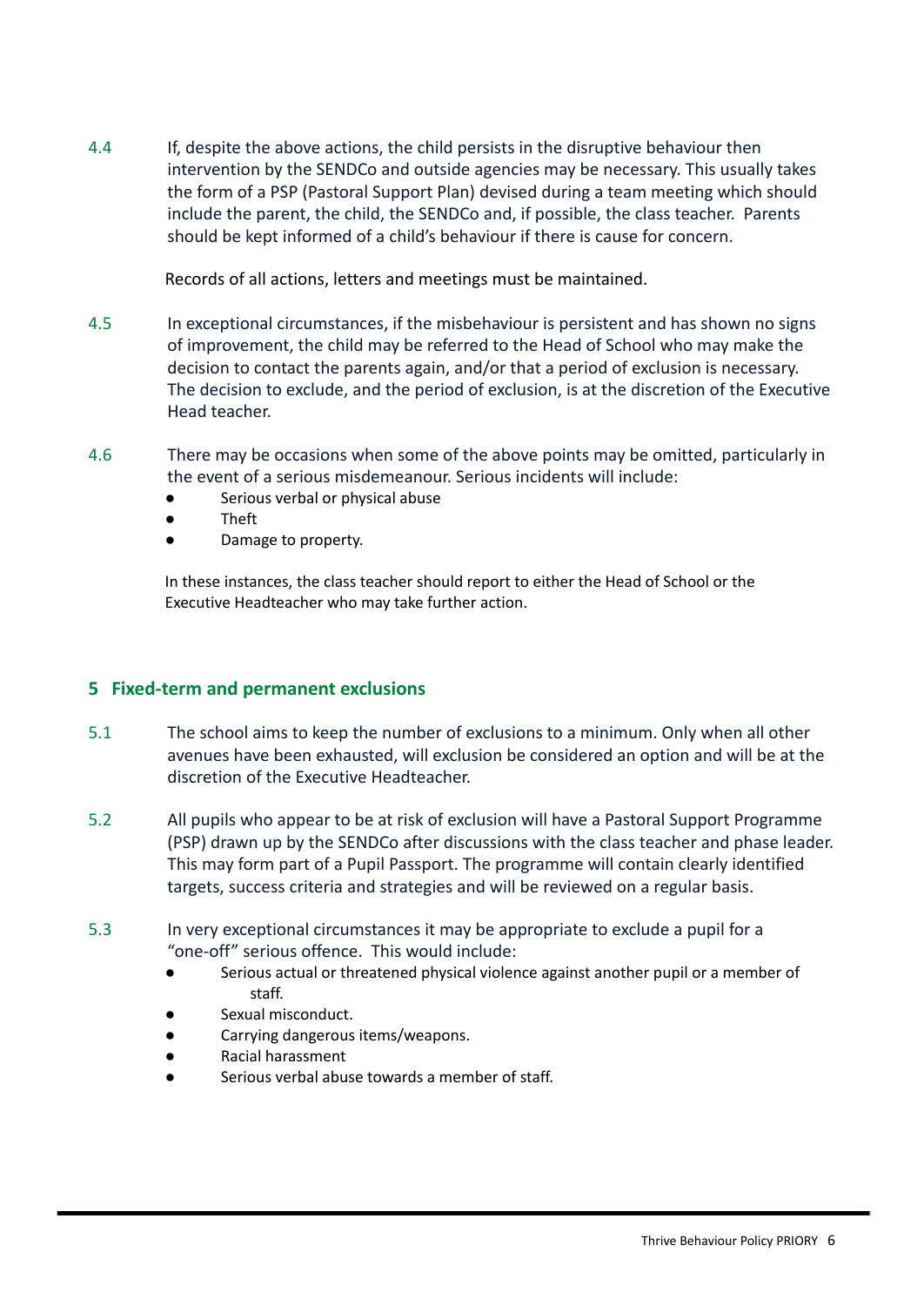4.4 If, despite the above actions, the child persists in the disruptive behaviour then intervention by the SENDCo and outside agencies may be necessary. This usually takes the form of a PSP (Pastoral Support Plan) devised during a team meeting which should include the parent, the child, the SENDCo and, if possible, the class teacher. Parents should be kept informed of a child's behaviour if there is cause for concern.

Records of all actions, letters and meetings must be maintained.

4.5 In exceptional circumstances, if the misbehaviour is persistent and has shown no signs of improvement, the child may be referred to the Head of School who may make the decision to contact the parents again, and/or that a period of exclusion is necessary. The decision to exclude, and the period of exclusion, is at the discretion of the Executive Head teacher.

4.6 There may be occasions when some of the above points may be omitted, particularly in the event of a serious misdemeanour. Serious incidents will include:

- Serious verbal or physical abuse
- Theft
- Damage to property.

In these instances, the class teacher should report to either the Head of School or the Executive Headteacher who may take further action.

## 5 Fixed-term and permanent exclusions

5.1 The school aims to keep the number of exclusions to a minimum. Only when all other avenues have been exhausted, will exclusion be considered an option and will be at the discretion of the Executive Headteacher.

5.2 All pupils who appear to be at risk of exclusion will have a Pastoral Support Programme (PSP) drawn up by the SENDCo after discussions with the class teacher and phase leader. This may form part of a Pupil Passport. The programme will contain clearly identified targets, success criteria and strategies and will be reviewed on a regular basis.

5.3 In very exceptional circumstances it may be appropriate to exclude a pupil for a "one-off" serious offence. This would include:

- Serious actual or threatened physical violence against another pupil or a member of staff.
- Sexual misconduct.
- Carrying dangerous items/weapons.
- Racial harassment
- Serious verbal abuse towards a member of staff.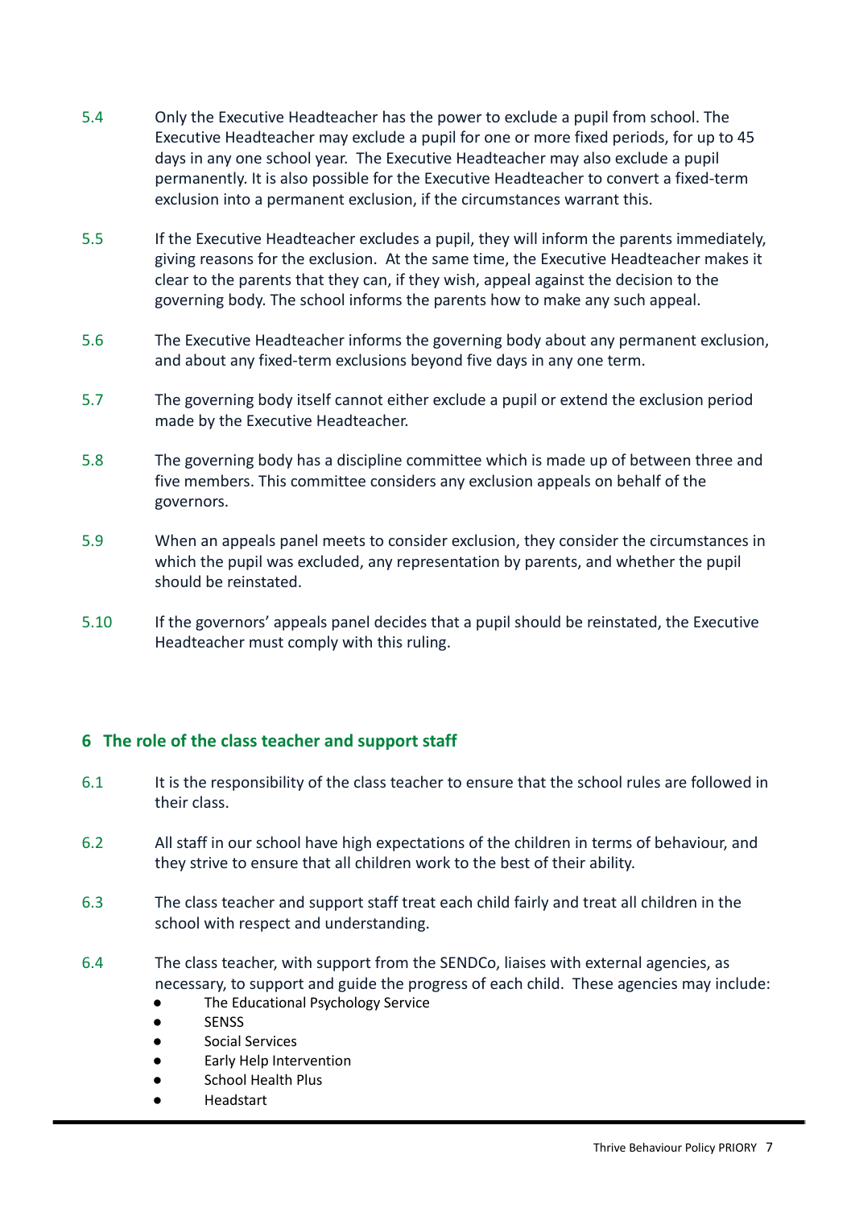5.4 Only the Executive Headteacher has the power to exclude a pupil from school. The Executive Headteacher may exclude a pupil for one or more fixed periods, for up to 45 days in any one school year. The Executive Headteacher may also exclude a pupil permanently. It is also possible for the Executive Headteacher to convert a fixed-term exclusion into a permanent exclusion, if the circumstances warrant this.

5.5 If the Executive Headteacher excludes a pupil, they will inform the parents immediately, giving reasons for the exclusion. At the same time, the Executive Headteacher makes it clear to the parents that they can, if they wish, appeal against the decision to the governing body. The school informs the parents how to make any such appeal.

5.6 The Executive Headteacher informs the governing body about any permanent exclusion, and about any fixed-term exclusions beyond five days in any one term.

5.7 The governing body itself cannot either exclude a pupil or extend the exclusion period made by the Executive Headteacher.

5.8 The governing body has a discipline committee which is made up of between three and five members. This committee considers any exclusion appeals on behalf of the governors.

5.9 When an appeals panel meets to consider exclusion, they consider the circumstances in which the pupil was excluded, any representation by parents, and whether the pupil should be reinstated.

5.10 If the governors' appeals panel decides that a pupil should be reinstated, the Executive Headteacher must comply with this ruling.

## 6 The role of the class teacher and support staff

6.1 It is the responsibility of the class teacher to ensure that the school rules are followed in their class.

6.2 All staff in our school have high expectations of the children in terms of behaviour, and they strive to ensure that all children work to the best of their ability.

6.3 The class teacher and support staff treat each child fairly and treat all children in the school with respect and understanding.

6.4 The class teacher, with support from the SENDCo, liaises with external agencies, as necessary, to support and guide the progress of each child. These agencies may include:

- The Educational Psychology Service
- SENSS
- Social Services
- Early Help Intervention
- School Health Plus
- Headstart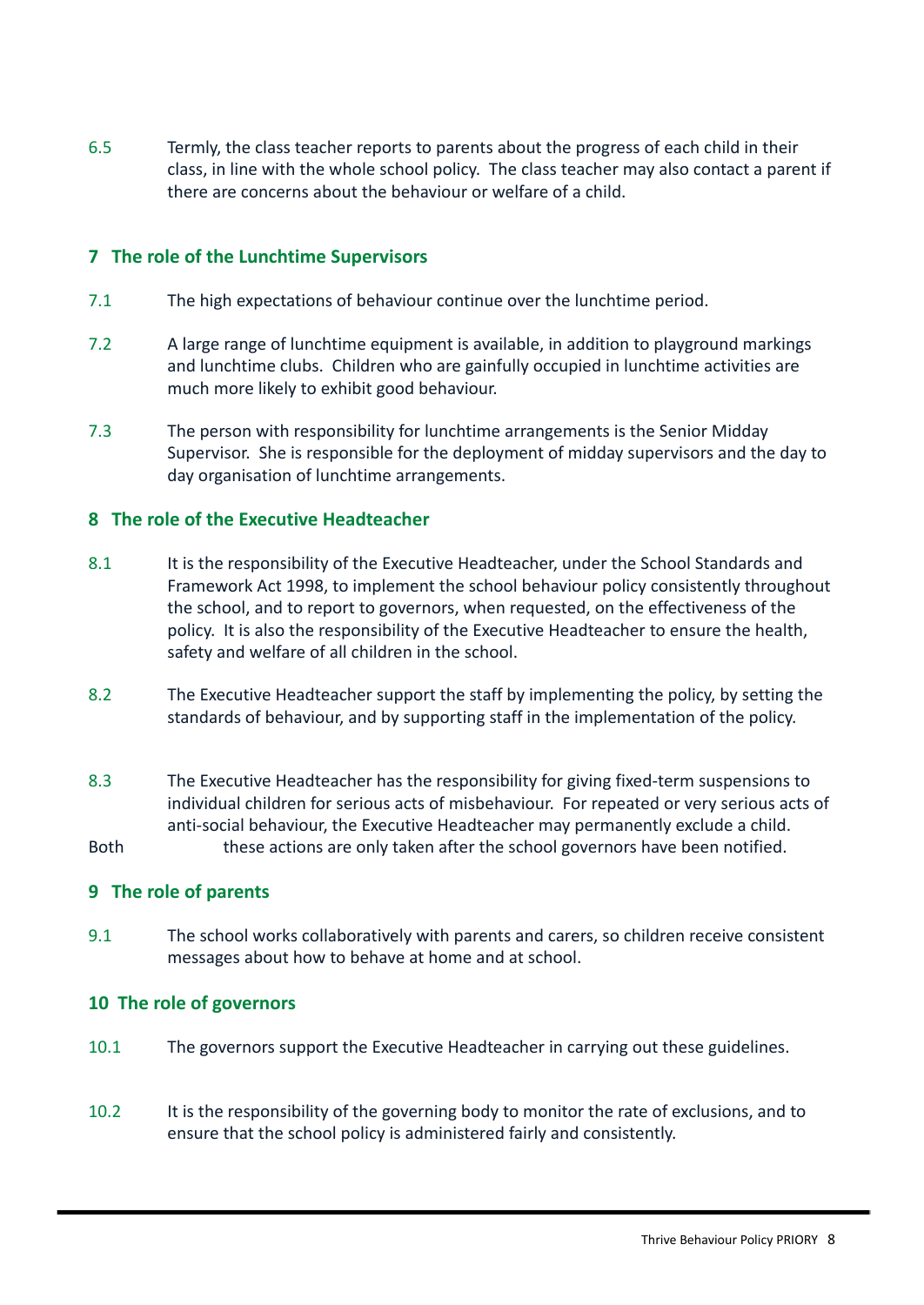6.5 Termly, the class teacher reports to parents about the progress of each child in their class, in line with the whole school policy. The class teacher may also contact a parent if there are concerns about the behaviour or welfare of a child.

## 7 The role of the Lunchtime Supervisors

7.1 The high expectations of behaviour continue over the lunchtime period.

7.2 A large range of lunchtime equipment is available, in addition to playground markings and lunchtime clubs. Children who are gainfully occupied in lunchtime activities are much more likely to exhibit good behaviour.

7.3 The person with responsibility for lunchtime arrangements is the Senior Midday Supervisor. She is responsible for the deployment of midday supervisors and the day to day organisation of lunchtime arrangements.

## 8 The role of the Executive Headteacher

8.1 It is the responsibility of the Executive Headteacher, under the School Standards and Framework Act 1998, to implement the school behaviour policy consistently throughout the school, and to report to governors, when requested, on the effectiveness of the policy. It is also the responsibility of the Executive Headteacher to ensure the health, safety and welfare of all children in the school.

8.2 The Executive Headteacher support the staff by implementing the policy, by setting the standards of behaviour, and by supporting staff in the implementation of the policy.

8.3 The Executive Headteacher has the responsibility for giving fixed-term suspensions to individual children for serious acts of misbehaviour. For repeated or very serious acts of anti-social behaviour, the Executive Headteacher may permanently exclude a child. Both these actions are only taken after the school governors have been notified.

## 9 The role of parents

9.1 The school works collaboratively with parents and carers, so children receive consistent messages about how to behave at home and at school.

## 10 The role of governors

10.1 The governors support the Executive Headteacher in carrying out these guidelines.

10.2 It is the responsibility of the governing body to monitor the rate of exclusions, and to ensure that the school policy is administered fairly and consistently.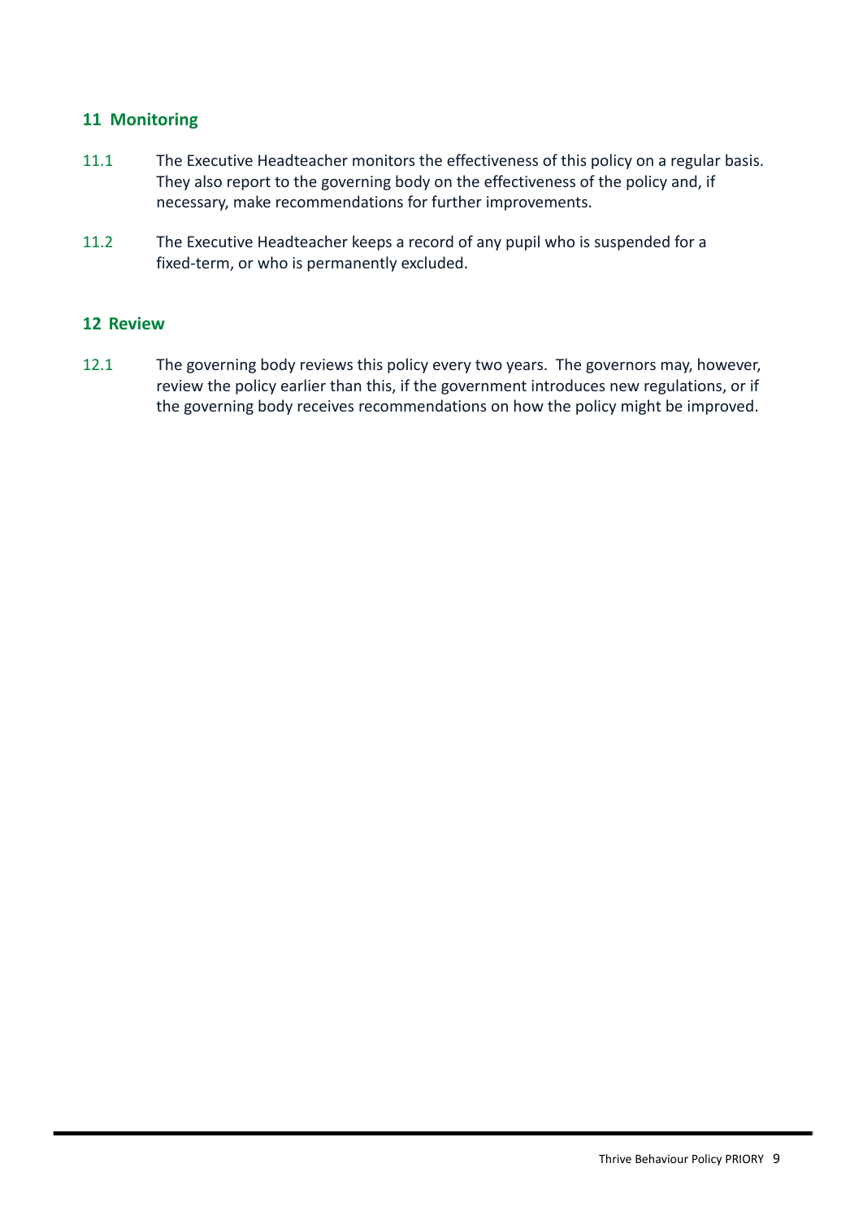## 11 Monitoring

11.1 The Executive Headteacher monitors the effectiveness of this policy on a regular basis. They also report to the governing body on the effectiveness of the policy and, if necessary, make recommendations for further improvements.

11.2 The Executive Headteacher keeps a record of any pupil who is suspended for a fixed-term, or who is permanently excluded.

## 12 Review

12.1 The governing body reviews this policy every two years. The governors may, however, review the policy earlier than this, if the government introduces new regulations, or if the governing body receives recommendations on how the policy might be improved.